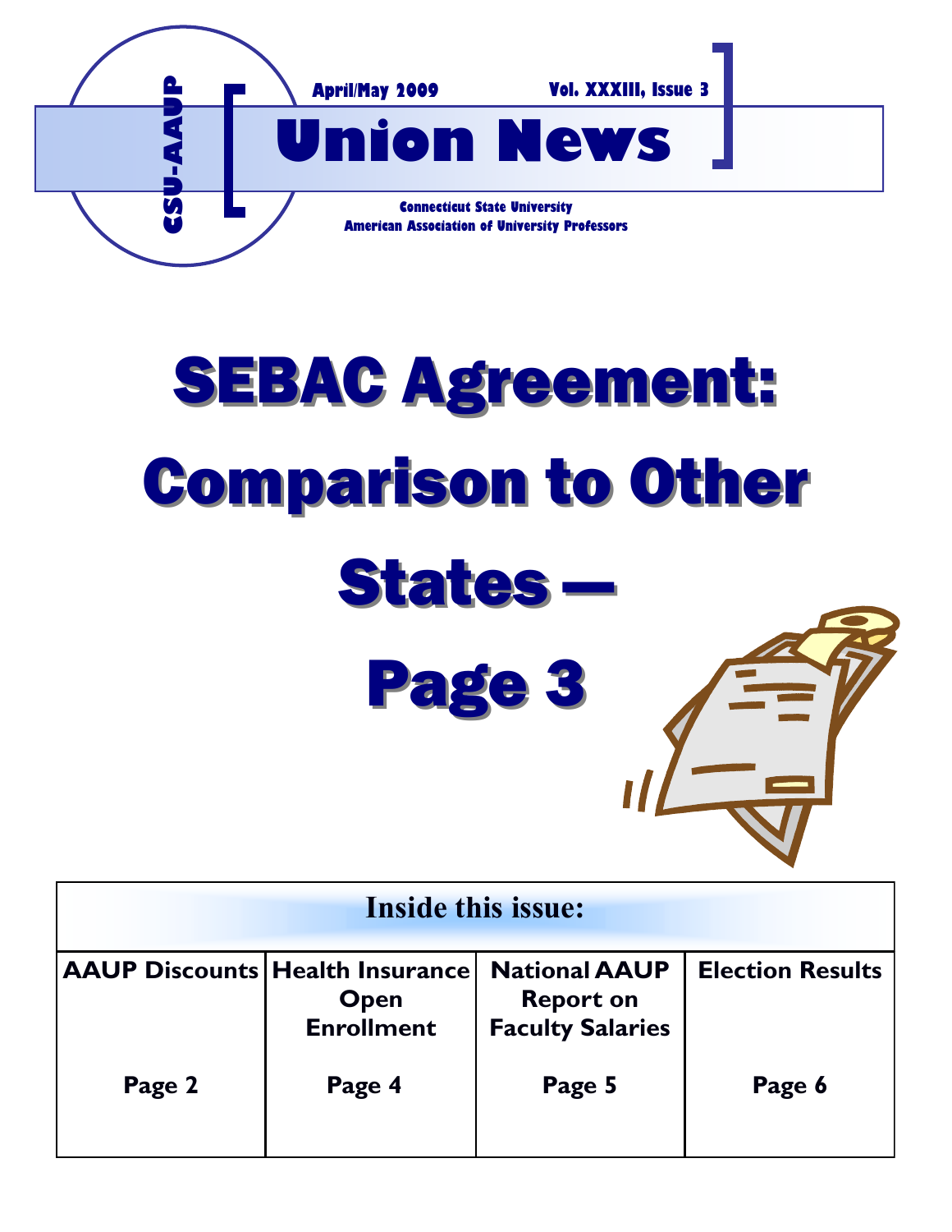CSU-AAUP

April/May 2009 Vol. XXXIII, Issue 3

# Union News

Connecticut State University
American Association of University Professors

# SEBAC Agreement: Comparison to Other States — Page 3

| Inside this issue: | | | |
|---|---|---|---|
| AAUP Discounts | Health Insurance Open Enrollment | National AAUP Report on Faculty Salaries | Election Results |
| Page 2 | Page 4 | Page 5 | Page 6 |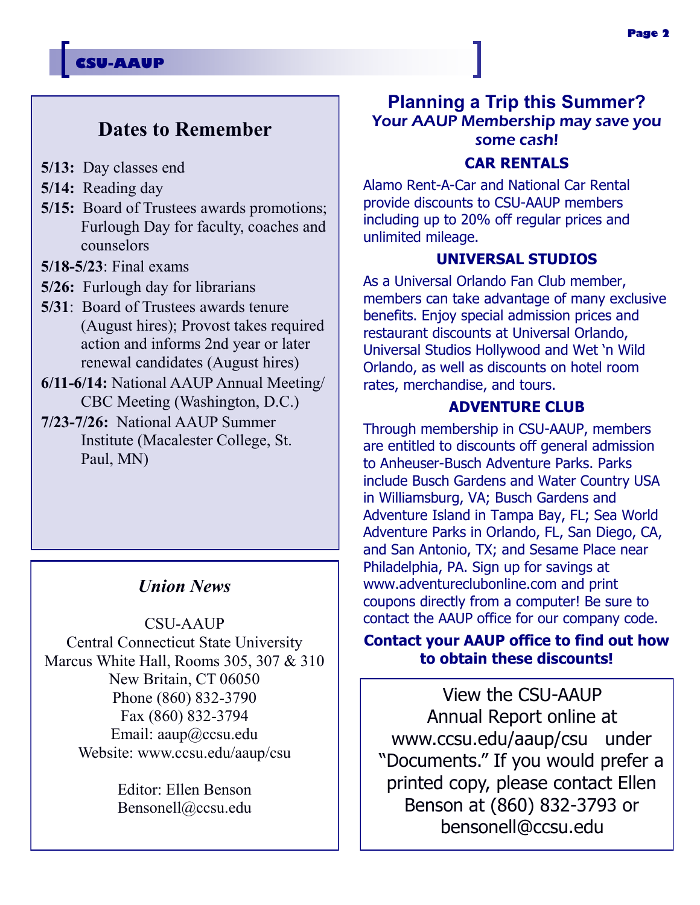## Dates to Remember

**5/13:** Day classes end

**5/14:** Reading day

**5/15:** Board of Trustees awards promotions; Furlough Day for faculty, coaches and counselors

**5/18-5/23**: Final exams

**5/26:** Furlough day for librarians

**5/31**: Board of Trustees awards tenure (August hires); Provost takes required action and informs 2nd year or later renewal candidates (August hires)

**6/11-6/14:** National AAUP Annual Meeting/ CBC Meeting (Washington, D.C.)

**7/23-7/26:** National AAUP Summer Institute (Macalester College, St. Paul, MN)

### *Union News*

CSU-AAUP
Central Connecticut State University
Marcus White Hall, Rooms 305, 307 & 310
New Britain, CT 06050
Phone (860) 832-3790
Fax (860) 832-3794
Email: aaup@ccsu.edu
Website: www.ccsu.edu/aaup/csu

Editor: Ellen Benson
Bensonell@ccsu.edu

## Planning a Trip this Summer?

### Your AAUP Membership may save you some cash!

#### CAR RENTALS

Alamo Rent-A-Car and National Car Rental provide discounts to CSU-AAUP members including up to 20% off regular prices and unlimited mileage.

#### UNIVERSAL STUDIOS

As a Universal Orlando Fan Club member, members can take advantage of many exclusive benefits. Enjoy special admission prices and restaurant discounts at Universal Orlando, Universal Studios Hollywood and Wet 'n Wild Orlando, as well as discounts on hotel room rates, merchandise, and tours.

#### ADVENTURE CLUB

Through membership in CSU-AAUP, members are entitled to discounts off general admission to Anheuser-Busch Adventure Parks. Parks include Busch Gardens and Water Country USA in Williamsburg, VA; Busch Gardens and Adventure Island in Tampa Bay, FL; Sea World Adventure Parks in Orlando, FL, San Diego, CA, and San Antonio, TX; and Sesame Place near Philadelphia, PA. Sign up for savings at www.adventureclubonline.com and print coupons directly from a computer! Be sure to contact the AAUP office for our company code.

**Contact your AAUP office to find out how to obtain these discounts!**

View the CSU-AAUP Annual Report online at www.ccsu.edu/aaup/csu under "Documents." If you would prefer a printed copy, please contact Ellen Benson at (860) 832-3793 or bensonell@ccsu.edu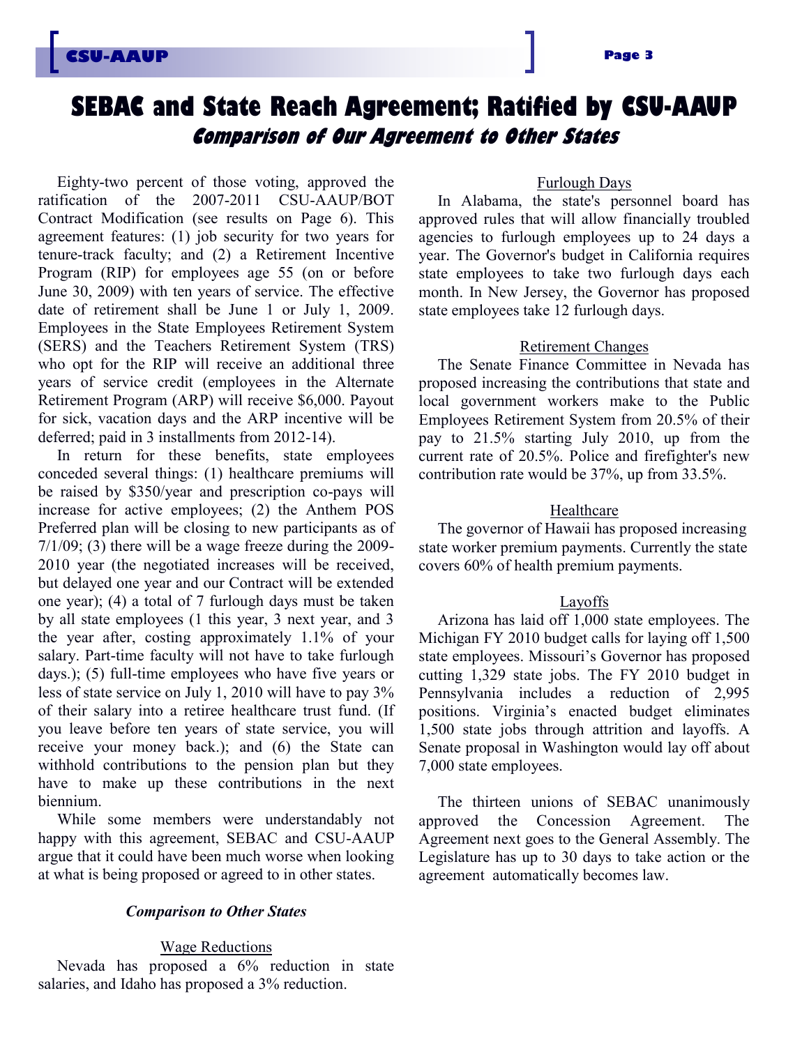# SEBAC and State Reach Agreement; Ratified by CSU-AAUP

## *Comparison of Our Agreement to Other States*

Eighty-two percent of those voting, approved the ratification of the 2007-2011 CSU-AAUP/BOT Contract Modification (see results on Page 6). This agreement features: (1) job security for two years for tenure-track faculty; and (2) a Retirement Incentive Program (RIP) for employees age 55 (on or before June 30, 2009) with ten years of service. The effective date of retirement shall be June 1 or July 1, 2009. Employees in the State Employees Retirement System (SERS) and the Teachers Retirement System (TRS) who opt for the RIP will receive an additional three years of service credit (employees in the Alternate Retirement Program (ARP) will receive $6,000. Payout for sick, vacation days and the ARP incentive will be deferred; paid in 3 installments from 2012-14).

In return for these benefits, state employees conceded several things: (1) healthcare premiums will be raised by $350/year and prescription co-pays will increase for active employees; (2) the Anthem POS Preferred plan will be closing to new participants as of 7/1/09; (3) there will be a wage freeze during the 2009-2010 year (the negotiated increases will be received, but delayed one year and our Contract will be extended one year); (4) a total of 7 furlough days must be taken by all state employees (1 this year, 3 next year, and 3 the year after, costing approximately 1.1% of your salary. Part-time faculty will not have to take furlough days.); (5) full-time employees who have five years or less of state service on July 1, 2010 will have to pay 3% of their salary into a retiree healthcare trust fund. (If you leave before ten years of state service, you will receive your money back.); and (6) the State can withhold contributions to the pension plan but they have to make up these contributions in the next biennium.

While some members were understandably not happy with this agreement, SEBAC and CSU-AAUP argue that it could have been much worse when looking at what is being proposed or agreed to in other states.

### *Comparison to Other States*

#### Wage Reductions

Nevada has proposed a 6% reduction in state salaries, and Idaho has proposed a 3% reduction.

#### Furlough Days

In Alabama, the state's personnel board has approved rules that will allow financially troubled agencies to furlough employees up to 24 days a year. The Governor's budget in California requires state employees to take two furlough days each month. In New Jersey, the Governor has proposed state employees take 12 furlough days.

#### Retirement Changes

The Senate Finance Committee in Nevada has proposed increasing the contributions that state and local government workers make to the Public Employees Retirement System from 20.5% of their pay to 21.5% starting July 2010, up from the current rate of 20.5%. Police and firefighter's new contribution rate would be 37%, up from 33.5%.

#### Healthcare

The governor of Hawaii has proposed increasing state worker premium payments. Currently the state covers 60% of health premium payments.

#### Layoffs

Arizona has laid off 1,000 state employees. The Michigan FY 2010 budget calls for laying off 1,500 state employees. Missouri's Governor has proposed cutting 1,329 state jobs. The FY 2010 budget in Pennsylvania includes a reduction of 2,995 positions. Virginia's enacted budget eliminates 1,500 state jobs through attrition and layoffs. A Senate proposal in Washington would lay off about 7,000 state employees.

The thirteen unions of SEBAC unanimously approved the Concession Agreement. The Agreement next goes to the General Assembly. The Legislature has up to 30 days to take action or the agreement automatically becomes law.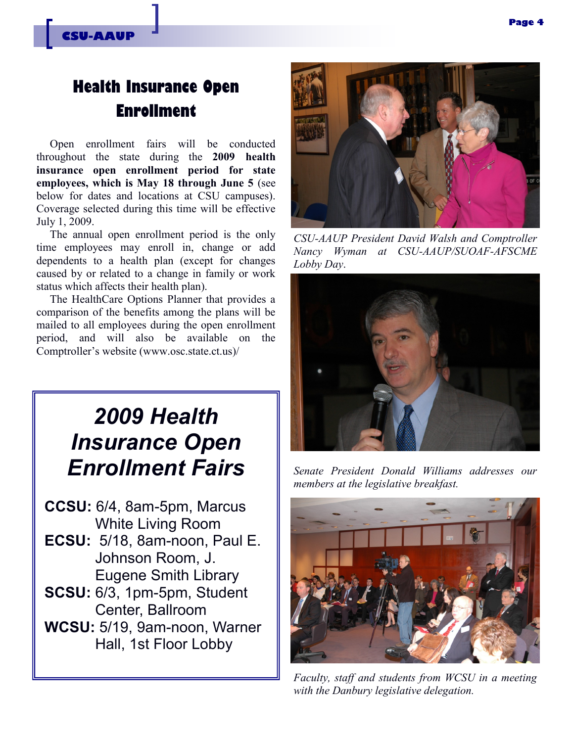## Health Insurance Open Enrollment

Open enrollment fairs will be conducted throughout the state during the **2009 health insurance open enrollment period for state employees, which is May 18 through June 5** (see below for dates and locations at CSU campuses). Coverage selected during this time will be effective July 1, 2009.

The annual open enrollment period is the only time employees may enroll in, change or add dependents to a health plan (except for changes caused by or related to a change in family or work status which affects their health plan).

The HealthCare Options Planner that provides a comparison of the benefits among the plans will be mailed to all employees during the open enrollment period, and will also be available on the Comptroller's website (www.osc.state.ct.us)/

### *2009 Health Insurance Open Enrollment Fairs*

**CCSU:** 6/4, 8am-5pm, Marcus White Living Room

**ECSU:** 5/18, 8am-noon, Paul E. Johnson Room, J. Eugene Smith Library

**SCSU:** 6/3, 1pm-5pm, Student Center, Ballroom

**WCSU:** 5/19, 9am-noon, Warner Hall, 1st Floor Lobby

*CSU-AAUP President David Walsh and Comptroller Nancy Wyman at CSU-AAUP/SUOAF-AFSCME Lobby Day.*

*Senate President Donald Williams addresses our members at the legislative breakfast.*

*Faculty, staff and students from WCSU in a meeting with the Danbury legislative delegation.*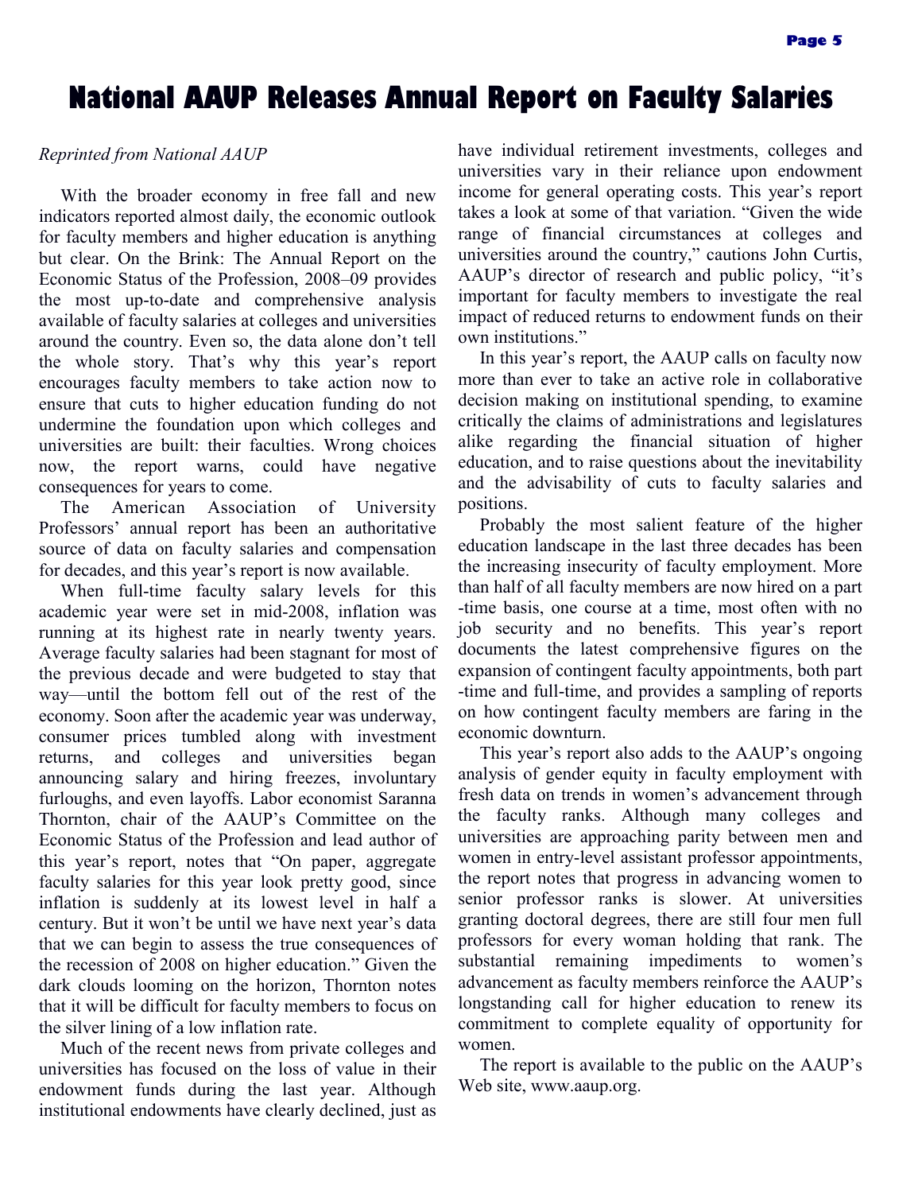# National AAUP Releases Annual Report on Faculty Salaries

*Reprinted from National AAUP*

With the broader economy in free fall and new indicators reported almost daily, the economic outlook for faculty members and higher education is anything but clear. On the Brink: The Annual Report on the Economic Status of the Profession, 2008–09 provides the most up-to-date and comprehensive analysis available of faculty salaries at colleges and universities around the country. Even so, the data alone don't tell the whole story. That's why this year's report encourages faculty members to take action now to ensure that cuts to higher education funding do not undermine the foundation upon which colleges and universities are built: their faculties. Wrong choices now, the report warns, could have negative consequences for years to come.

The American Association of University Professors' annual report has been an authoritative source of data on faculty salaries and compensation for decades, and this year's report is now available.

When full-time faculty salary levels for this academic year were set in mid-2008, inflation was running at its highest rate in nearly twenty years. Average faculty salaries had been stagnant for most of the previous decade and were budgeted to stay that way—until the bottom fell out of the rest of the economy. Soon after the academic year was underway, consumer prices tumbled along with investment returns, and colleges and universities began announcing salary and hiring freezes, involuntary furloughs, and even layoffs. Labor economist Saranna Thornton, chair of the AAUP's Committee on the Economic Status of the Profession and lead author of this year's report, notes that "On paper, aggregate faculty salaries for this year look pretty good, since inflation is suddenly at its lowest level in half a century. But it won't be until we have next year's data that we can begin to assess the true consequences of the recession of 2008 on higher education." Given the dark clouds looming on the horizon, Thornton notes that it will be difficult for faculty members to focus on the silver lining of a low inflation rate.

Much of the recent news from private colleges and universities has focused on the loss of value in their endowment funds during the last year. Although institutional endowments have clearly declined, just as have individual retirement investments, colleges and universities vary in their reliance upon endowment income for general operating costs. This year's report takes a look at some of that variation. "Given the wide range of financial circumstances at colleges and universities around the country," cautions John Curtis, AAUP's director of research and public policy, "it's important for faculty members to investigate the real impact of reduced returns to endowment funds on their own institutions."

In this year's report, the AAUP calls on faculty now more than ever to take an active role in collaborative decision making on institutional spending, to examine critically the claims of administrations and legislatures alike regarding the financial situation of higher education, and to raise questions about the inevitability and the advisability of cuts to faculty salaries and positions.

Probably the most salient feature of the higher education landscape in the last three decades has been the increasing insecurity of faculty employment. More than half of all faculty members are now hired on a part-time basis, one course at a time, most often with no job security and no benefits. This year's report documents the latest comprehensive figures on the expansion of contingent faculty appointments, both part-time and full-time, and provides a sampling of reports on how contingent faculty members are faring in the economic downturn.

This year's report also adds to the AAUP's ongoing analysis of gender equity in faculty employment with fresh data on trends in women's advancement through the faculty ranks. Although many colleges and universities are approaching parity between men and women in entry-level assistant professor appointments, the report notes that progress in advancing women to senior professor ranks is slower. At universities granting doctoral degrees, there are still four men full professors for every woman holding that rank. The substantial remaining impediments to women's advancement as faculty members reinforce the AAUP's longstanding call for higher education to renew its commitment to complete equality of opportunity for women.

The report is available to the public on the AAUP's Web site, www.aaup.org.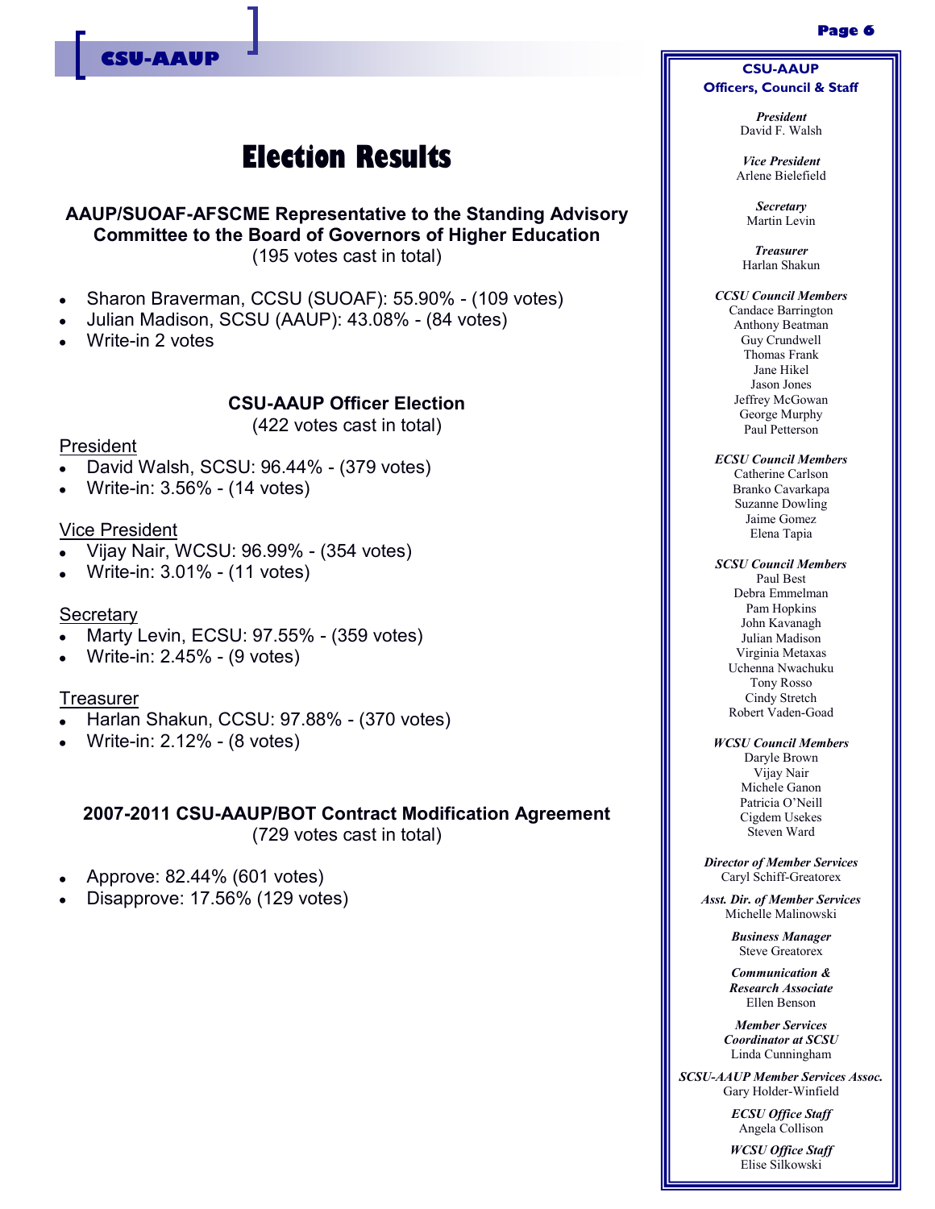# Election Results

**AAUP/SUOAF-AFSCME Representative to the Standing Advisory Committee to the Board of Governors of Higher Education**
(195 votes cast in total)

- Sharon Braverman, CCSU (SUOAF): 55.90% - (109 votes)
- Julian Madison, SCSU (AAUP): 43.08% - (84 votes)
- Write-in 2 votes

**CSU-AAUP Officer Election**
(422 votes cast in total)

President
- David Walsh, SCSU: 96.44% - (379 votes)
- Write-in: 3.56% - (14 votes)

Vice President
- Vijay Nair, WCSU: 96.99% - (354 votes)
- Write-in: 3.01% - (11 votes)

Secretary
- Marty Levin, ECSU: 97.55% - (359 votes)
- Write-in: 2.45% - (9 votes)

Treasurer
- Harlan Shakun, CCSU: 97.88% - (370 votes)
- Write-in: 2.12% - (8 votes)

**2007-2011 CSU-AAUP/BOT Contract Modification Agreement**
(729 votes cast in total)

- Approve: 82.44% (601 votes)
- Disapprove: 17.56% (129 votes)

---

**CSU-AAUP Officers, Council & Staff**

*President*
David F. Walsh

*Vice President*
Arlene Bielefield

*Secretary*
Martin Levin

*Treasurer*
Harlan Shakun

*CCSU Council Members*
Candace Barrington
Anthony Beatman
Guy Crundwell
Thomas Frank
Jane Hikel
Jason Jones
Jeffrey McGowan
George Murphy
Paul Petterson

*ECSU Council Members*
Catherine Carlson
Branko Cavarkapa
Suzanne Dowling
Jaime Gomez
Elena Tapia

*SCSU Council Members*
Paul Best
Debra Emmelman
Pam Hopkins
John Kavanagh
Julian Madison
Virginia Metaxas
Uchenna Nwachuku
Tony Rosso
Cindy Stretch
Robert Vaden-Goad

*WCSU Council Members*
Daryle Brown
Vijay Nair
Michele Ganon
Patricia O'Neill
Cigdem Usekes
Steven Ward

*Director of Member Services*
Caryl Schiff-Greatorex

*Asst. Dir. of Member Services*
Michelle Malinowski

*Business Manager*
Steve Greatorex

*Communication & Research Associate*
Ellen Benson

*Member Services Coordinator at SCSU*
Linda Cunningham

*SCSU-AAUP Member Services Assoc.*
Gary Holder-Winfield

*ECSU Office Staff*
Angela Collison

*WCSU Office Staff*
Elise Silkowski